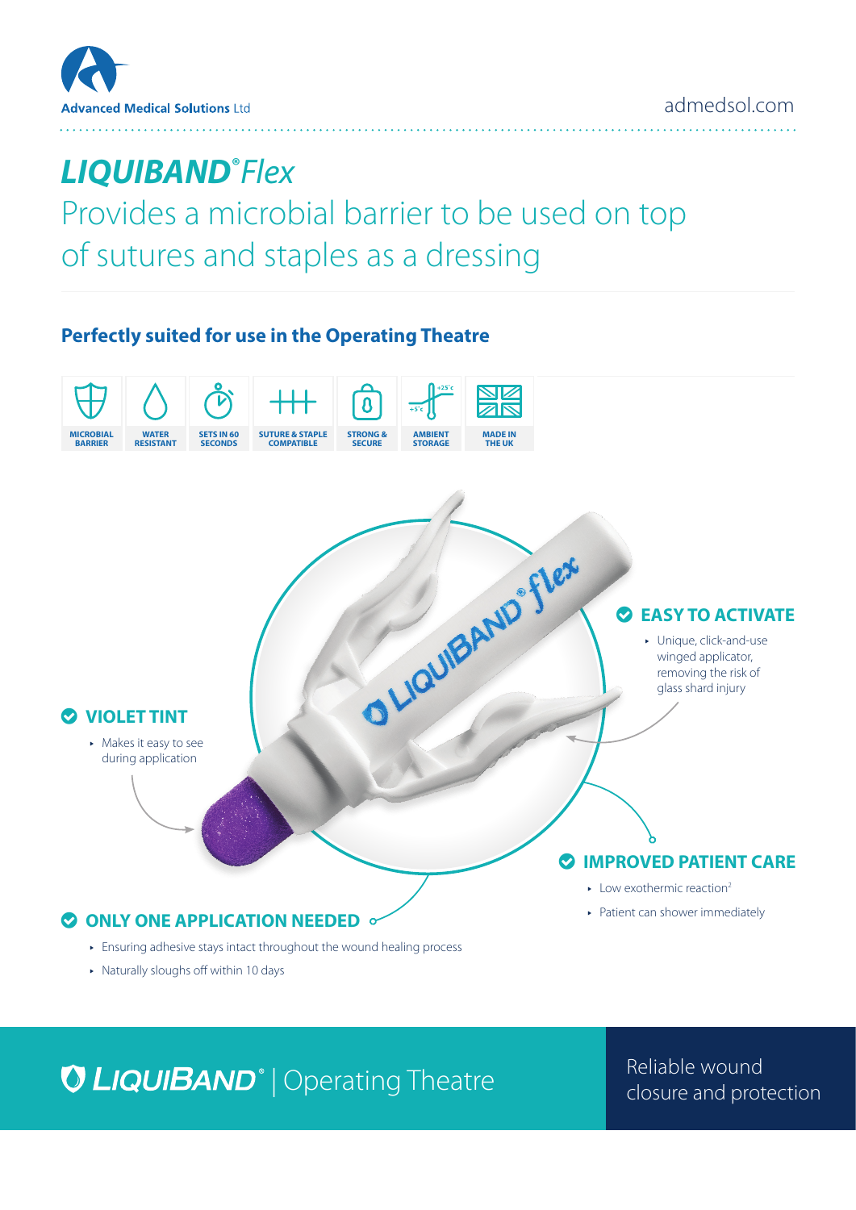Advanced Medical Solutions Ltd

admedsol.com

# *LIQUIBAND® Flex*

## Provides a microbial barrier to be used on top of sutures and staples as a dressing

### Perfectly suited for use in the Operating Theatre

MICROBIAL BARRIER | WATER RESISTANT | SETS IN 60 SECONDS | SUTURE & STAPLE COMPATIBLE | STRONG & SECURE | AMBIENT STORAGE | MADE IN THE UK

LIQUIBAND® flex

### EASY TO ACTIVATE

- Unique, click-and-use winged applicator, removing the risk of glass shard injury

### VIOLET TINT

- Makes it easy to see during application

### IMPROVED PATIENT CARE

- Low exothermic reaction[2]
- Patient can shower immediately

### ONLY ONE APPLICATION NEEDED

- Ensuring adhesive stays intact throughout the wound healing process
- Naturally sloughs off within 10 days

**LIQUIBAND®** | Operating Theatre

Reliable wound closure and protection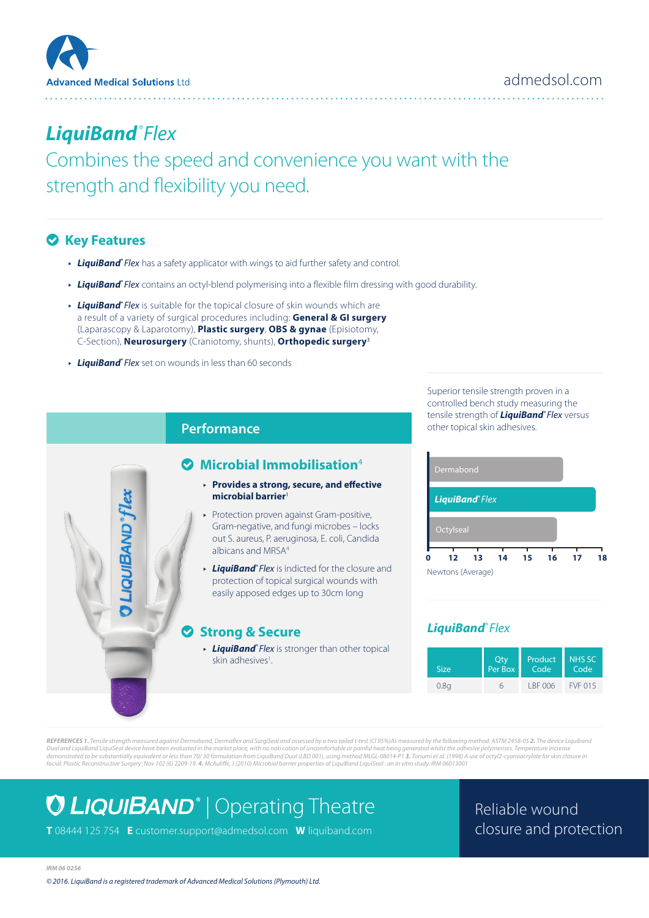Advanced Medical Solutions Ltd

admedsol.com

# *LiquiBand® Flex*

## Combines the speed and convenience you want with the strength and flexibility you need.

### Key Features

- ***LiquiBand*® *Flex*** has a safety applicator with wings to aid further safety and control.
- ***LiquiBand*® *Flex*** contains an octyl-blend polymerising into a flexible film dressing with good durability.
- ***LiquiBand*® *Flex*** is suitable for the topical closure of skin wounds which are a result of a variety of surgical procedures including: **General & GI surgery** (Laparascopy & Laparotomy), **Plastic surgery**, **OBS & gynae** (Episiotomy, C-Section), **Neurosurgery** (Craniotomy, shunts), **Orthopedic surgery**[3]
- ***LiquiBand*® *Flex*** set on wounds in less than 60 seconds

## Performance

### Microbial Immobilisation[4]

- **Provides a strong, secure, and effective microbial barrier**[1]
- Protection proven against Gram-positive, Gram-negative, and fungi microbes – locks out S. aureus, P. aeruginosa, E. coli, Candida albicans and MRSA[4]
- ***LiquiBand*® *Flex*** is indicated for the closure and protection of topical surgical wounds with easily apposed edges up to 30cm long

### Strong & Secure

- ***LiquiBand*® *Flex*** is stronger than other topical skin adhesives[1].

Superior tensile strength proven in a controlled bench study measuring the tensile strength of ***LiquiBand*® *Flex*** versus other topical skin adhesives.

Dermabond

LiquiBand® Flex

Octylseal

0 12 13 14 15 16 17 18

Newtons (Average)

### *LiquiBand® Flex*

| Size | Qty Per Box | Product Code | NHS SC Code |
|---|---|---|---|
| 0.8g | 6 | LBF 006 | FVF 015 |

*REFERENCES **1.** Tensile strength measured against Dermabond, Dermaflex and SurgiSeal and assessed by a two tailed t-test (CI 95%)As measured by the following method: ASTM 2458-05 **2.** The device Liquiband Dual and LiquiBand LiquiSeal device have been evaluated in the market place, with no noti cation of uncomfortable or painful heat being generated whilst the adhesive polymerises. Temperature increase demonstrated to be substantially equivalent or less than 70/ 30 formulation from LiquiBand Dual (LBD 001), using method MLGL-08014-P1 **3.** Toriumi et al. (1998) A use of octyl2-cyanoacrylate for skin closure in facial: Plastic Reconstructive Surgery: Nov 102 (6) 2209-19. **4.** McAuliffe, J (2010) Microbial barrier properties of LiquiBand LiquiSeal : an in vitro study. IRM 06013001*

**LIQUIBAND®** | Operating Theatre

**T** 08444 125 754 **E** customer.support@admedsol.com **W** liquiband.com

Reliable wound closure and protection

*IRM 06 0256*

*© 2016. LiquiBand is a registered trademark of Advanced Medical Solutions (Plymouth) Ltd.*